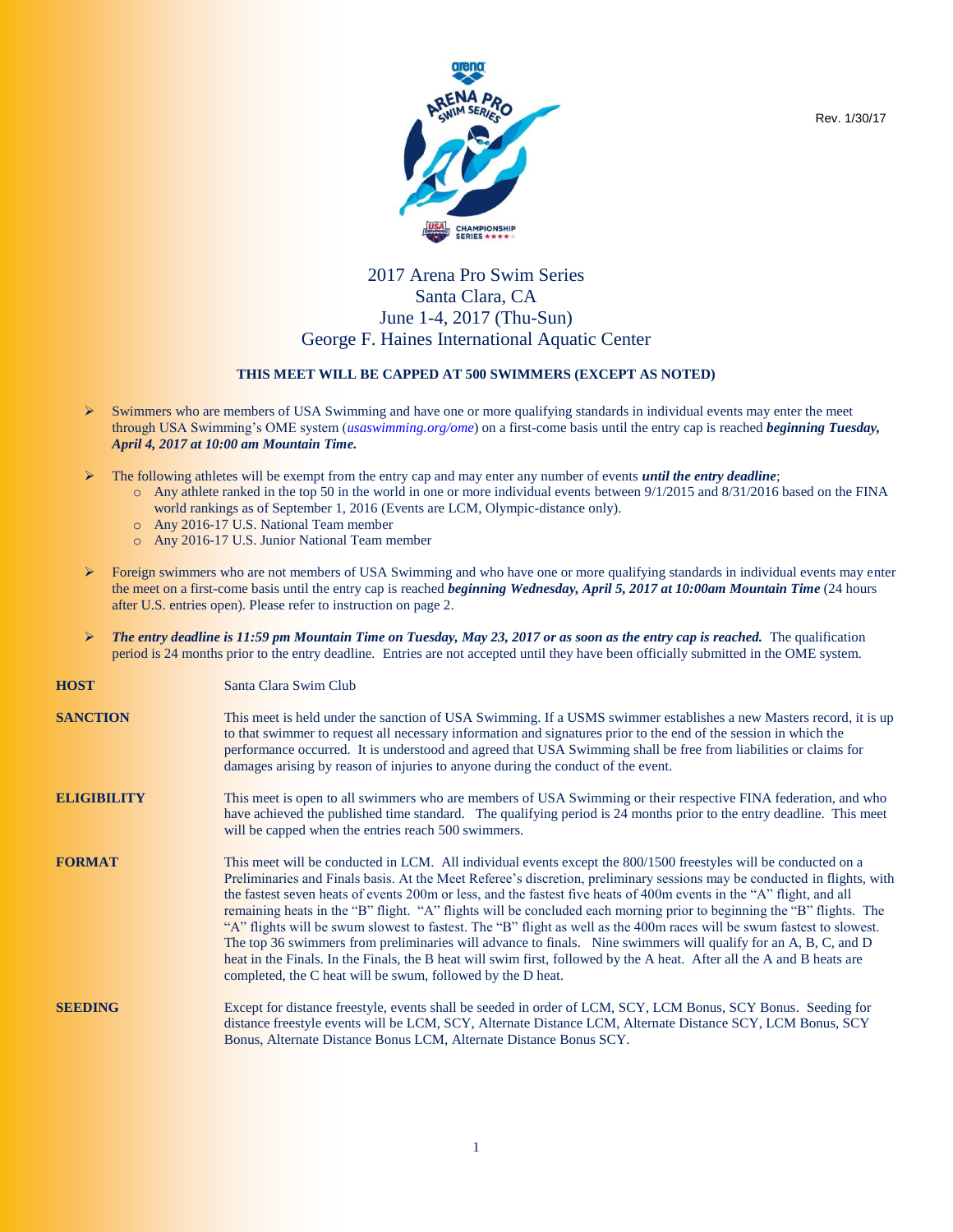Rev. 1/30/17

# 2017 Arena Pro Swim Series
## Santa Clara, CA
## June 1-4, 2017 (Thu-Sun)
## George F. Haines International Aquatic Center

**THIS MEET WILL BE CAPPED AT 500 SWIMMERS (EXCEPT AS NOTED)**

- Swimmers who are members of USA Swimming and have one or more qualifying standards in individual events may enter the meet through USA Swimming's OME system (*usaswimming.org/ome*) on a first-come basis until the entry cap is reached ***beginning Tuesday, April 4, 2017 at 10:00 am Mountain Time.***

- The following athletes will be exempt from the entry cap and may enter any number of events ***until the entry deadline***;
  - Any athlete ranked in the top 50 in the world in one or more individual events between 9/1/2015 and 8/31/2016 based on the FINA world rankings as of September 1, 2016 (Events are LCM, Olympic-distance only).
  - Any 2016-17 U.S. National Team member
  - Any 2016-17 U.S. Junior National Team member

- Foreign swimmers who are not members of USA Swimming and who have one or more qualifying standards in individual events may enter the meet on a first-come basis until the entry cap is reached ***beginning Wednesday, April 5, 2017 at 10:00am Mountain Time*** (24 hours after U.S. entries open). Please refer to instruction on page 2.

- ***The entry deadline is 11:59 pm Mountain Time on Tuesday, May 23, 2017 or as soon as the entry cap is reached.*** The qualification period is 24 months prior to the entry deadline. Entries are not accepted until they have been officially submitted in the OME system.

**HOST** Santa Clara Swim Club

**SANCTION** This meet is held under the sanction of USA Swimming. If a USMS swimmer establishes a new Masters record, it is up to that swimmer to request all necessary information and signatures prior to the end of the session in which the performance occurred. It is understood and agreed that USA Swimming shall be free from liabilities or claims for damages arising by reason of injuries to anyone during the conduct of the event.

**ELIGIBILITY** This meet is open to all swimmers who are members of USA Swimming or their respective FINA federation, and who have achieved the published time standard. The qualifying period is 24 months prior to the entry deadline. This meet will be capped when the entries reach 500 swimmers.

**FORMAT** This meet will be conducted in LCM. All individual events except the 800/1500 freestyles will be conducted on a Preliminaries and Finals basis. At the Meet Referee's discretion, preliminary sessions may be conducted in flights, with the fastest seven heats of events 200m or less, and the fastest five heats of 400m events in the "A" flight, and all remaining heats in the "B" flight. "A" flights will be concluded each morning prior to beginning the "B" flights. The "A" flights will be swum slowest to fastest. The "B" flight as well as the 400m races will be swum fastest to slowest. The top 36 swimmers from preliminaries will advance to finals. Nine swimmers will qualify for an A, B, C, and D heat in the Finals. In the Finals, the B heat will swim first, followed by the A heat. After all the A and B heats are completed, the C heat will be swum, followed by the D heat.

**SEEDING** Except for distance freestyle, events shall be seeded in order of LCM, SCY, LCM Bonus, SCY Bonus. Seeding for distance freestyle events will be LCM, SCY, Alternate Distance LCM, Alternate Distance SCY, LCM Bonus, SCY Bonus, Alternate Distance Bonus LCM, Alternate Distance Bonus SCY.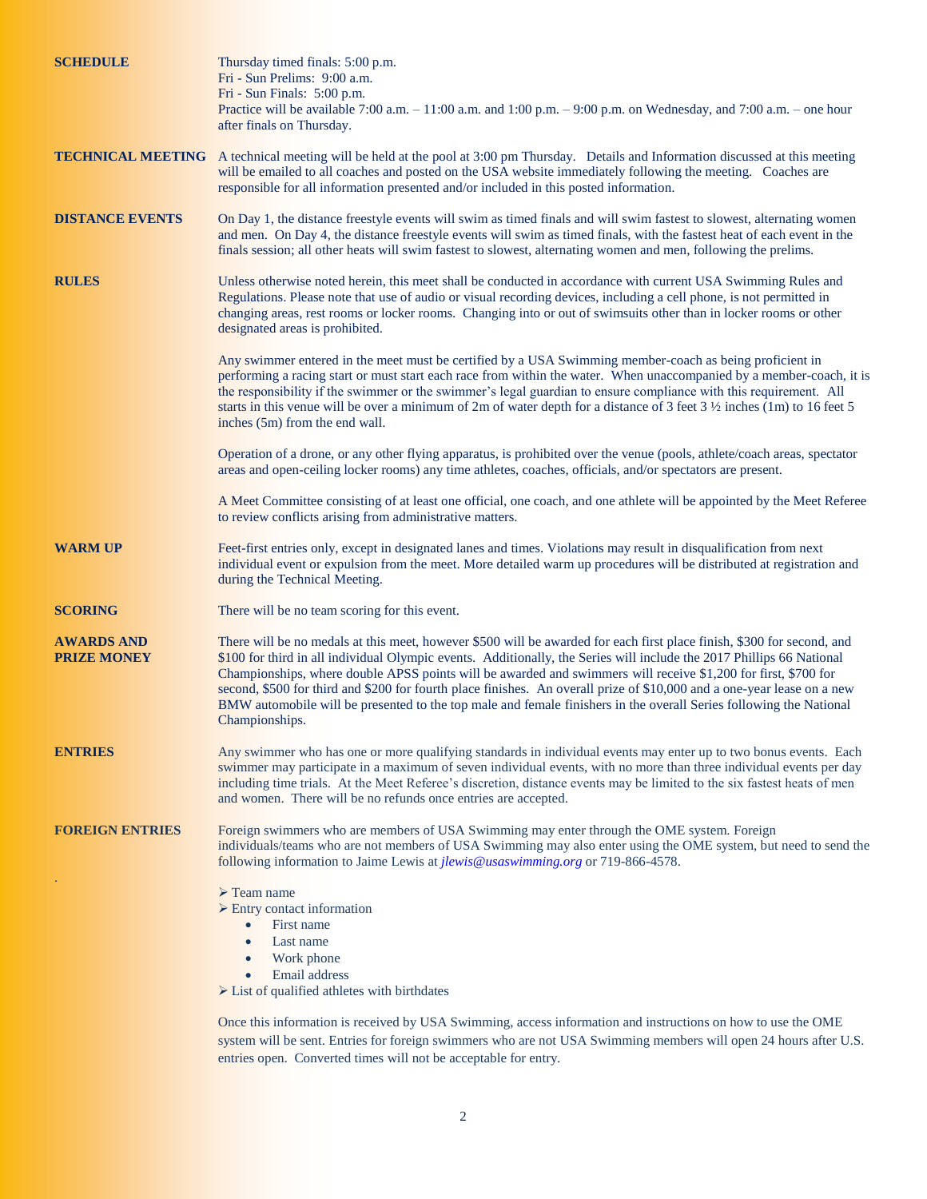**SCHEDULE**

Thursday timed finals: 5:00 p.m.
Fri - Sun Prelims: 9:00 a.m.
Fri - Sun Finals: 5:00 p.m.
Practice will be available 7:00 a.m. – 11:00 a.m. and 1:00 p.m. – 9:00 p.m. on Wednesday, and 7:00 a.m. – one hour after finals on Thursday.

**TECHNICAL MEETING**

A technical meeting will be held at the pool at 3:00 pm Thursday. Details and Information discussed at this meeting will be emailed to all coaches and posted on the USA website immediately following the meeting. Coaches are responsible for all information presented and/or included in this posted information.

**DISTANCE EVENTS**

On Day 1, the distance freestyle events will swim as timed finals and will swim fastest to slowest, alternating women and men. On Day 4, the distance freestyle events will swim as timed finals, with the fastest heat of each event in the finals session; all other heats will swim fastest to slowest, alternating women and men, following the prelims.

**RULES**

Unless otherwise noted herein, this meet shall be conducted in accordance with current USA Swimming Rules and Regulations. Please note that use of audio or visual recording devices, including a cell phone, is not permitted in changing areas, rest rooms or locker rooms. Changing into or out of swimsuits other than in locker rooms or other designated areas is prohibited.

Any swimmer entered in the meet must be certified by a USA Swimming member-coach as being proficient in performing a racing start or must start each race from within the water. When unaccompanied by a member-coach, it is the responsibility if the swimmer or the swimmer's legal guardian to ensure compliance with this requirement. All starts in this venue will be over a minimum of 2m of water depth for a distance of 3 feet 3 ½ inches (1m) to 16 feet 5 inches (5m) from the end wall.

Operation of a drone, or any other flying apparatus, is prohibited over the venue (pools, athlete/coach areas, spectator areas and open-ceiling locker rooms) any time athletes, coaches, officials, and/or spectators are present.

A Meet Committee consisting of at least one official, one coach, and one athlete will be appointed by the Meet Referee to review conflicts arising from administrative matters.

**WARM UP**

Feet-first entries only, except in designated lanes and times. Violations may result in disqualification from next individual event or expulsion from the meet. More detailed warm up procedures will be distributed at registration and during the Technical Meeting.

**SCORING**

There will be no team scoring for this event.

**AWARDS AND PRIZE MONEY**

There will be no medals at this meet, however $500 will be awarded for each first place finish, $300 for second, and $100 for third in all individual Olympic events. Additionally, the Series will include the 2017 Phillips 66 National Championships, where double APSS points will be awarded and swimmers will receive $1,200 for first, $700 for second, $500 for third and $200 for fourth place finishes. An overall prize of $10,000 and a one-year lease on a new BMW automobile will be presented to the top male and female finishers in the overall Series following the National Championships.

**ENTRIES**

Any swimmer who has one or more qualifying standards in individual events may enter up to two bonus events. Each swimmer may participate in a maximum of seven individual events, with no more than three individual events per day including time trials. At the Meet Referee's discretion, distance events may be limited to the six fastest heats of men and women. There will be no refunds once entries are accepted.

**FOREIGN ENTRIES**

Foreign swimmers who are members of USA Swimming may enter through the OME system. Foreign individuals/teams who are not members of USA Swimming may also enter using the OME system, but need to send the following information to Jaime Lewis at *jlewis@usaswimming.org* or 719-866-4578.

- Team name
- Entry contact information
  - First name
  - Last name
  - Work phone
  - Email address
- List of qualified athletes with birthdates

Once this information is received by USA Swimming, access information and instructions on how to use the OME system will be sent. Entries for foreign swimmers who are not USA Swimming members will open 24 hours after U.S. entries open. Converted times will not be acceptable for entry.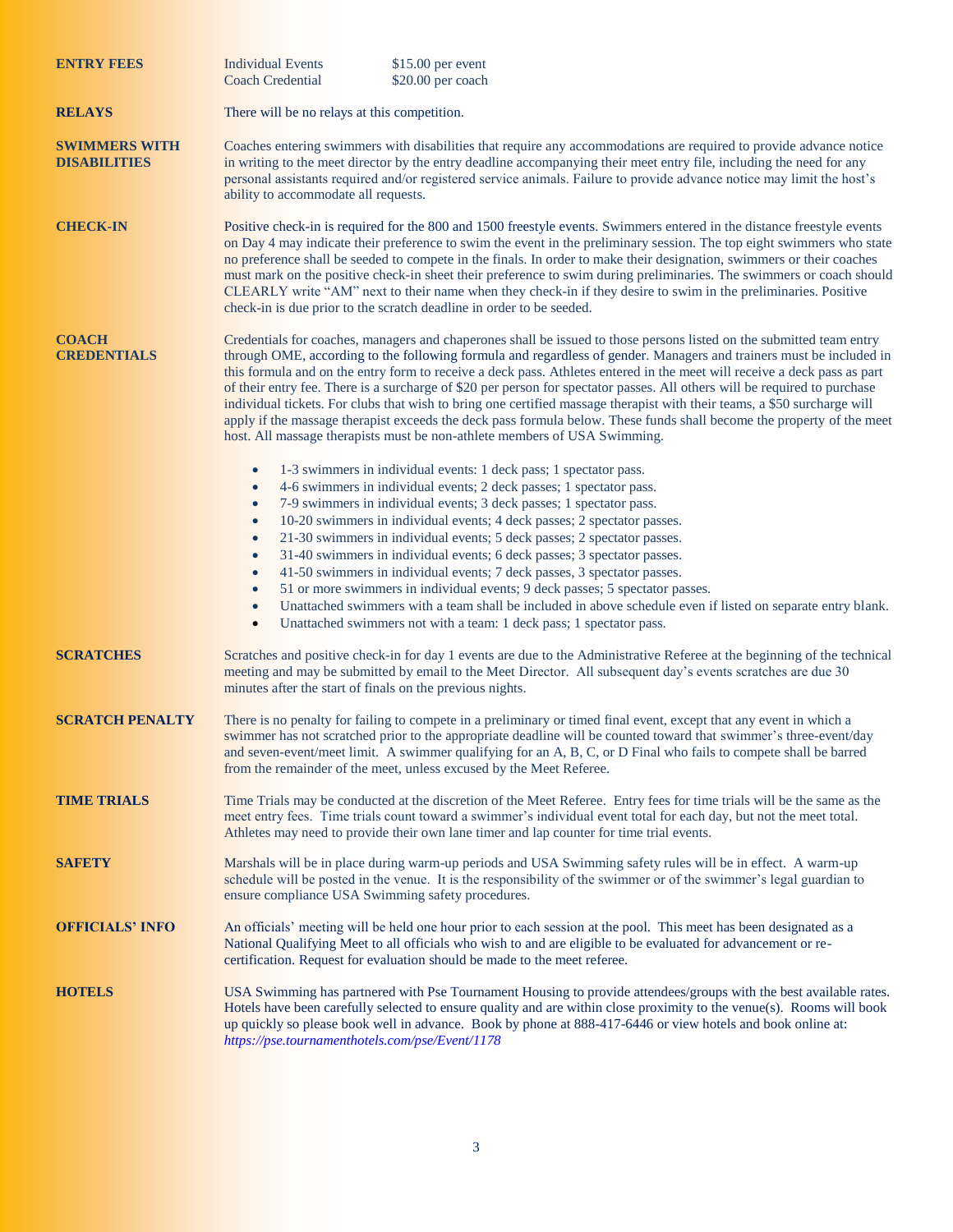**ENTRY FEES**

| | |
|---|---|
| Individual Events | $15.00 per event |
| Coach Credential | $20.00 per coach |

**RELAYS**

There will be no relays at this competition.

**SWIMMERS WITH DISABILITIES**

Coaches entering swimmers with disabilities that require any accommodations are required to provide advance notice in writing to the meet director by the entry deadline accompanying their meet entry file, including the need for any personal assistants required and/or registered service animals. Failure to provide advance notice may limit the host's ability to accommodate all requests.

**CHECK-IN**

Positive check-in is required for the 800 and 1500 freestyle events. Swimmers entered in the distance freestyle events on Day 4 may indicate their preference to swim the event in the preliminary session. The top eight swimmers who state no preference shall be seeded to compete in the finals. In order to make their designation, swimmers or their coaches must mark on the positive check-in sheet their preference to swim during preliminaries. The swimmers or coach should CLEARLY write "AM" next to their name when they check-in if they desire to swim in the preliminaries. Positive check-in is due prior to the scratch deadline in order to be seeded.

**COACH CREDENTIALS**

Credentials for coaches, managers and chaperones shall be issued to those persons listed on the submitted team entry through OME, according to the following formula and regardless of gender. Managers and trainers must be included in this formula and on the entry form to receive a deck pass. Athletes entered in the meet will receive a deck pass as part of their entry fee. There is a surcharge of $20 per person for spectator passes. All others will be required to purchase individual tickets. For clubs that wish to bring one certified massage therapist with their teams, a $50 surcharge will apply if the massage therapist exceeds the deck pass formula below. These funds shall become the property of the meet host. All massage therapists must be non-athlete members of USA Swimming.

- 1-3 swimmers in individual events: 1 deck pass; 1 spectator pass.
- 4-6 swimmers in individual events; 2 deck passes; 1 spectator pass.
- 7-9 swimmers in individual events; 3 deck passes; 1 spectator pass.
- 10-20 swimmers in individual events; 4 deck passes; 2 spectator passes.
- 21-30 swimmers in individual events; 5 deck passes; 2 spectator passes.
- 31-40 swimmers in individual events; 6 deck passes; 3 spectator passes.
- 41-50 swimmers in individual events; 7 deck passes, 3 spectator passes.
- 51 or more swimmers in individual events; 9 deck passes; 5 spectator passes.
- Unattached swimmers with a team shall be included in above schedule even if listed on separate entry blank.
- Unattached swimmers not with a team: 1 deck pass; 1 spectator pass.

**SCRATCHES**

Scratches and positive check-in for day 1 events are due to the Administrative Referee at the beginning of the technical meeting and may be submitted by email to the Meet Director. All subsequent day's events scratches are due 30 minutes after the start of finals on the previous nights.

**SCRATCH PENALTY**

There is no penalty for failing to compete in a preliminary or timed final event, except that any event in which a swimmer has not scratched prior to the appropriate deadline will be counted toward that swimmer's three-event/day and seven-event/meet limit. A swimmer qualifying for an A, B, C, or D Final who fails to compete shall be barred from the remainder of the meet, unless excused by the Meet Referee.

**TIME TRIALS**

Time Trials may be conducted at the discretion of the Meet Referee. Entry fees for time trials will be the same as the meet entry fees. Time trials count toward a swimmer's individual event total for each day, but not the meet total. Athletes may need to provide their own lane timer and lap counter for time trial events.

**SAFETY**

Marshals will be in place during warm-up periods and USA Swimming safety rules will be in effect. A warm-up schedule will be posted in the venue. It is the responsibility of the swimmer or of the swimmer's legal guardian to ensure compliance USA Swimming safety procedures.

**OFFICIALS' INFO**

An officials' meeting will be held one hour prior to each session at the pool. This meet has been designated as a National Qualifying Meet to all officials who wish to and are eligible to be evaluated for advancement or re-certification. Request for evaluation should be made to the meet referee.

**HOTELS**

USA Swimming has partnered with Pse Tournament Housing to provide attendees/groups with the best available rates. Hotels have been carefully selected to ensure quality and are within close proximity to the venue(s). Rooms will book up quickly so please book well in advance. Book by phone at 888-417-6446 or view hotels and book online at: *https://pse.tournamenthotels.com/pse/Event/1178*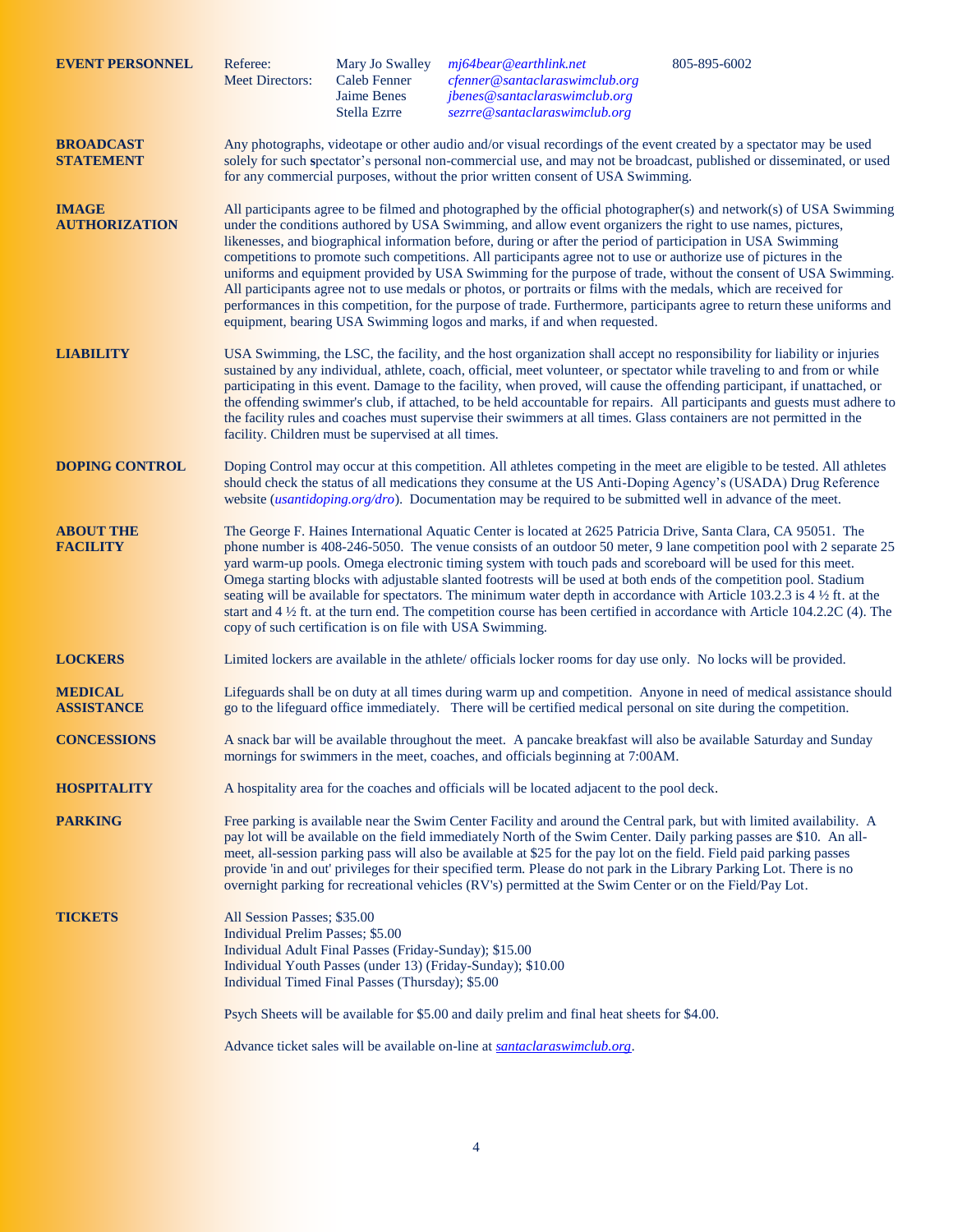**EVENT PERSONNEL**

| | | | |
|---|---|---|---|
| Referee: | Mary Jo Swalley | *mj64bear@earthlink.net* | 805-895-6002 |
| Meet Directors: | Caleb Fenner | *cfenner@santaclaraswimclub.org* | |
| | Jaime Benes | *jbenes@santaclaraswimclub.org* | |
| | Stella Ezrre | *sezrre@santaclaraswimclub.org* | |

**BROADCAST STATEMENT**

Any photographs, videotape or other audio and/or visual recordings of the event created by a spectator may be used solely for such spectator's personal non-commercial use, and may not be broadcast, published or disseminated, or used for any commercial purposes, without the prior written consent of USA Swimming.

**IMAGE AUTHORIZATION**

All participants agree to be filmed and photographed by the official photographer(s) and network(s) of USA Swimming under the conditions authored by USA Swimming, and allow event organizers the right to use names, pictures, likenesses, and biographical information before, during or after the period of participation in USA Swimming competitions to promote such competitions. All participants agree not to use or authorize use of pictures in the uniforms and equipment provided by USA Swimming for the purpose of trade, without the consent of USA Swimming. All participants agree not to use medals or photos, or portraits or films with the medals, which are received for performances in this competition, for the purpose of trade. Furthermore, participants agree to return these uniforms and equipment, bearing USA Swimming logos and marks, if and when requested.

**LIABILITY**

USA Swimming, the LSC, the facility, and the host organization shall accept no responsibility for liability or injuries sustained by any individual, athlete, coach, official, meet volunteer, or spectator while traveling to and from or while participating in this event. Damage to the facility, when proved, will cause the offending participant, if unattached, or the offending swimmer's club, if attached, to be held accountable for repairs. All participants and guests must adhere to the facility rules and coaches must supervise their swimmers at all times. Glass containers are not permitted in the facility. Children must be supervised at all times.

**DOPING CONTROL**

Doping Control may occur at this competition. All athletes competing in the meet are eligible to be tested. All athletes should check the status of all medications they consume at the US Anti-Doping Agency's (USADA) Drug Reference website (*usantidoping.org/dro*). Documentation may be required to be submitted well in advance of the meet.

**ABOUT THE FACILITY**

The George F. Haines International Aquatic Center is located at 2625 Patricia Drive, Santa Clara, CA 95051. The phone number is 408-246-5050. The venue consists of an outdoor 50 meter, 9 lane competition pool with 2 separate 25 yard warm-up pools. Omega electronic timing system with touch pads and scoreboard will be used for this meet. Omega starting blocks with adjustable slanted footrests will be used at both ends of the competition pool. Stadium seating will be available for spectators. The minimum water depth in accordance with Article 103.2.3 is 4 ½ ft. at the start and 4 ½ ft. at the turn end. The competition course has been certified in accordance with Article 104.2.2C (4). The copy of such certification is on file with USA Swimming.

**LOCKERS**

Limited lockers are available in the athlete/ officials locker rooms for day use only. No locks will be provided.

**MEDICAL ASSISTANCE**

Lifeguards shall be on duty at all times during warm up and competition. Anyone in need of medical assistance should go to the lifeguard office immediately. There will be certified medical personal on site during the competition.

**CONCESSIONS**

A snack bar will be available throughout the meet. A pancake breakfast will also be available Saturday and Sunday mornings for swimmers in the meet, coaches, and officials beginning at 7:00AM.

**HOSPITALITY**

A hospitality area for the coaches and officials will be located adjacent to the pool deck.

**PARKING**

Free parking is available near the Swim Center Facility and around the Central park, but with limited availability. A pay lot will be available on the field immediately North of the Swim Center. Daily parking passes are $10. An all-meet, all-session parking pass will also be available at $25 for the pay lot on the field. Field paid parking passes provide 'in and out' privileges for their specified term. Please do not park in the Library Parking Lot. There is no overnight parking for recreational vehicles (RV's) permitted at the Swim Center or on the Field/Pay Lot.

**TICKETS**

All Session Passes; $35.00
Individual Prelim Passes; $5.00
Individual Adult Final Passes (Friday-Sunday); $15.00
Individual Youth Passes (under 13) (Friday-Sunday); $10.00
Individual Timed Final Passes (Thursday); $5.00

Psych Sheets will be available for $5.00 and daily prelim and final heat sheets for $4.00.

Advance ticket sales will be available on-line at *santaclaraswimclub.org*.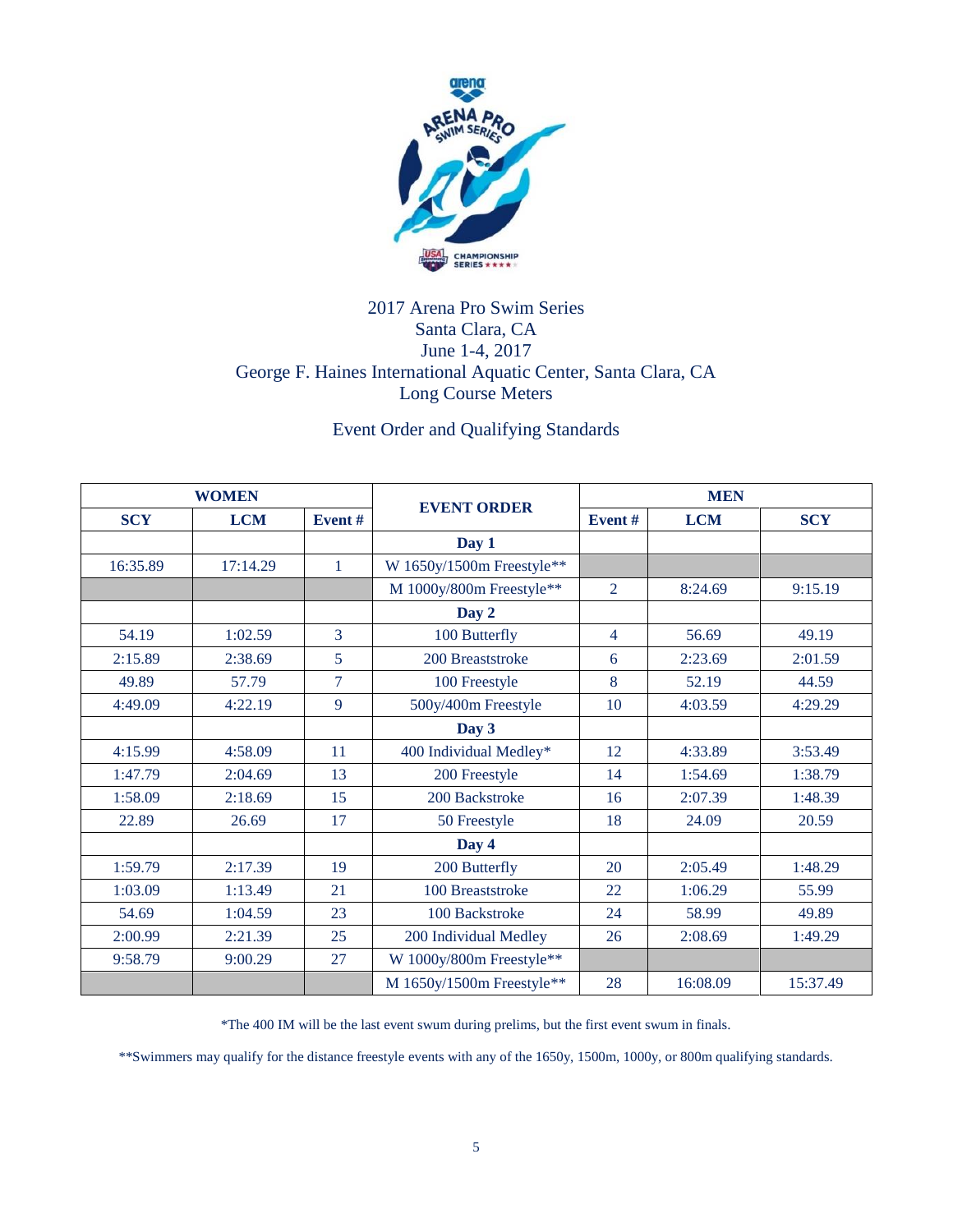2017 Arena Pro Swim Series
Santa Clara, CA
June 1-4, 2017
George F. Haines International Aquatic Center, Santa Clara, CA
Long Course Meters

Event Order and Qualifying Standards

| WOMEN | | | EVENT ORDER | MEN | | |
|---|---|---|---|---|---|---|
| SCY | LCM | Event # | | Event # | LCM | SCY |
| | | | **Day 1** | | | |
| 16:35.89 | 17:14.29 | 1 | W 1650y/1500m Freestyle** | | | |
| | | | M 1000y/800m Freestyle** | 2 | 8:24.69 | 9:15.19 |
| | | | **Day 2** | | | |
| 54.19 | 1:02.59 | 3 | 100 Butterfly | 4 | 56.69 | 49.19 |
| 2:15.89 | 2:38.69 | 5 | 200 Breaststroke | 6 | 2:23.69 | 2:01.59 |
| 49.89 | 57.79 | 7 | 100 Freestyle | 8 | 52.19 | 44.59 |
| 4:49.09 | 4:22.19 | 9 | 500y/400m Freestyle | 10 | 4:03.59 | 4:29.29 |
| | | | **Day 3** | | | |
| 4:15.99 | 4:58.09 | 11 | 400 Individual Medley* | 12 | 4:33.89 | 3:53.49 |
| 1:47.79 | 2:04.69 | 13 | 200 Freestyle | 14 | 1:54.69 | 1:38.79 |
| 1:58.09 | 2:18.69 | 15 | 200 Backstroke | 16 | 2:07.39 | 1:48.39 |
| 22.89 | 26.69 | 17 | 50 Freestyle | 18 | 24.09 | 20.59 |
| | | | **Day 4** | | | |
| 1:59.79 | 2:17.39 | 19 | 200 Butterfly | 20 | 2:05.49 | 1:48.29 |
| 1:03.09 | 1:13.49 | 21 | 100 Breaststroke | 22 | 1:06.29 | 55.99 |
| 54.69 | 1:04.59 | 23 | 100 Backstroke | 24 | 58.99 | 49.89 |
| 2:00.99 | 2:21.39 | 25 | 200 Individual Medley | 26 | 2:08.69 | 1:49.29 |
| 9:58.79 | 9:00.29 | 27 | W 1000y/800m Freestyle** | | | |
| | | | M 1650y/1500m Freestyle** | 28 | 16:08.09 | 15:37.49 |

*The 400 IM will be the last event swum during prelims, but the first event swum in finals.

**Swimmers may qualify for the distance freestyle events with any of the 1650y, 1500m, 1000y, or 800m qualifying standards.